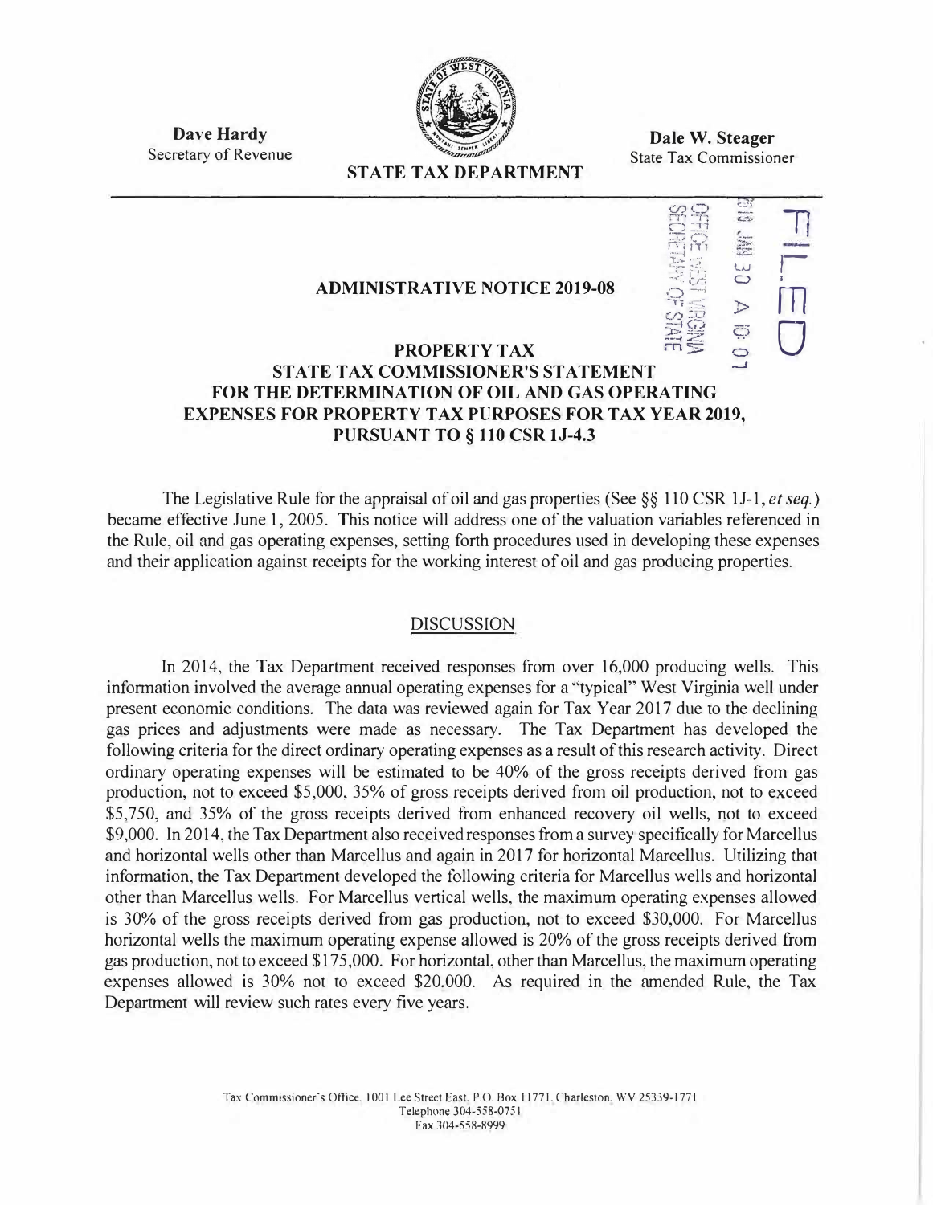**Dave Hardy**
Secretary of Revenue

**STATE TAX DEPARTMENT**

**Dale W. Steager**
State Tax Commissioner

FILED
2019 JAN 30 A 10:07
OFFICE WEST VIRGINIA SECRETARY OF STATE

## ADMINISTRATIVE NOTICE 2019-08

## PROPERTY TAX
## STATE TAX COMMISSIONER'S STATEMENT FOR THE DETERMINATION OF OIL AND GAS OPERATING EXPENSES FOR PROPERTY TAX PURPOSES FOR TAX YEAR 2019, PURSUANT TO § 110 CSR 1J-4.3

The Legislative Rule for the appraisal of oil and gas properties (See §§ 110 CSR 1J-1, *et seq.*) became effective June 1, 2005. This notice will address one of the valuation variables referenced in the Rule, oil and gas operating expenses, setting forth procedures used in developing these expenses and their application against receipts for the working interest of oil and gas producing properties.

### DISCUSSION

In 2014, the Tax Department received responses from over 16,000 producing wells. This information involved the average annual operating expenses for a "typical" West Virginia well under present economic conditions. The data was reviewed again for Tax Year 2017 due to the declining gas prices and adjustments were made as necessary. The Tax Department has developed the following criteria for the direct ordinary operating expenses as a result of this research activity. Direct ordinary operating expenses will be estimated to be 40% of the gross receipts derived from gas production, not to exceed $5,000, 35% of gross receipts derived from oil production, not to exceed $5,750, and 35% of the gross receipts derived from enhanced recovery oil wells, not to exceed $9,000. In 2014, the Tax Department also received responses from a survey specifically for Marcellus and horizontal wells other than Marcellus and again in 2017 for horizontal Marcellus. Utilizing that information, the Tax Department developed the following criteria for Marcellus wells and horizontal other than Marcellus wells. For Marcellus vertical wells, the maximum operating expenses allowed is 30% of the gross receipts derived from gas production, not to exceed $30,000. For Marcellus horizontal wells the maximum operating expense allowed is 20% of the gross receipts derived from gas production, not to exceed $175,000. For horizontal, other than Marcellus, the maximum operating expenses allowed is 30% not to exceed $20,000. As required in the amended Rule, the Tax Department will review such rates every five years.

Tax Commissioner's Office, 1001 Lee Street East, P.O. Box 11771, Charleston, WV 25339-1771
Telephone 304-558-0751
Fax 304-558-8999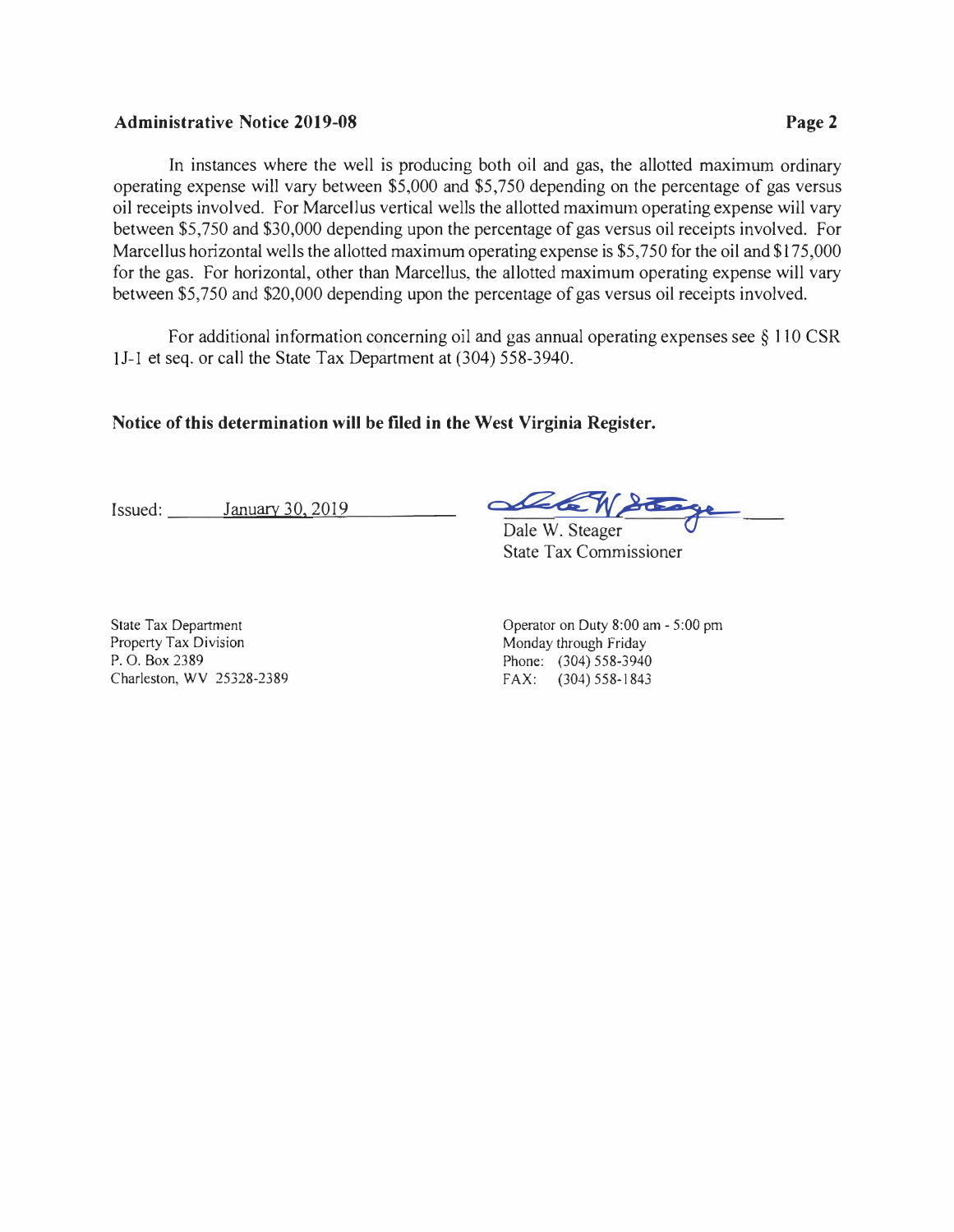In instances where the well is producing both oil and gas, the allotted maximum ordinary operating expense will vary between $5,000 and $5,750 depending on the percentage of gas versus oil receipts involved. For Marcellus vertical wells the allotted maximum operating expense will vary between $5,750 and $30,000 depending upon the percentage of gas versus oil receipts involved. For Marcellus horizontal wells the allotted maximum operating expense is $5,750 for the oil and $175,000 for the gas. For horizontal, other than Marcellus, the allotted maximum operating expense will vary between $5,750 and $20,000 depending upon the percentage of gas versus oil receipts involved.

For additional information concerning oil and gas annual operating expenses see § 110 CSR 1J-1 et seq. or call the State Tax Department at (304) 558-3940.

**Notice of this determination will be filed in the West Virginia Register.**

Issued: January 30, 2019

Dale W. Steager
State Tax Commissioner

State Tax Department
Property Tax Division
P. O. Box 2389
Charleston, WV 25328-2389

Operator on Duty 8:00 am - 5:00 pm
Monday through Friday
Phone: (304) 558-3940
FAX: (304) 558-1843